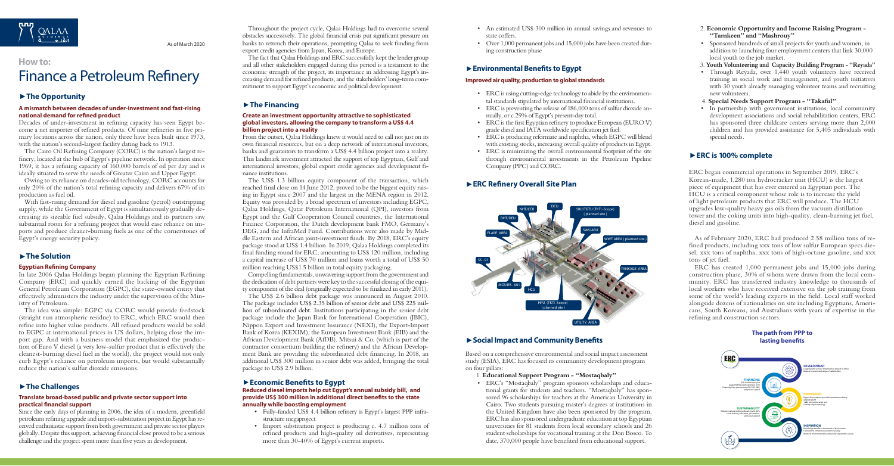As of March 2020

# How to: Finance a Petroleum Refinery

## ►The Opportunity

### A mismatch between decades of under-investment and fast-rising national demand for refined product

Decades of under-investment in refining capacity has seen Egypt become a net importer of refined products. Of nine refineries in five primary locations across the nation, only three have been built since 1973, with the nation's second-largest facility dating back to 1913.

The Cairo Oil Refining Company (CORC) is the nation's largest refinery, located at the hub of Egypt's pipeline network. In operation since 1969, it has a refining capacity of 160,000 barrels of oil per day and is ideally situated to serve the needs of Greater Cairo and Upper Egypt.

Owing to its reliance on decades-old technology, CORC accounts for only 20% of the nation's total refining capacity and delivers 67% of its production as fuel oil.

With fast-rising demand for diesel and gasoline (petrol) outstripping supply, while the Government of Egypt is simultaneously gradually decreasing its sizeable fuel subsidy, Qalaa Holdings and its partners saw substantial room for a refining project that would ease reliance on imports and produce cleaner-burning fuels as one of the cornerstones of Egypt's energy security policy.

## ►The Solution

### Egyptian Refining Company

In late 2006 Qalaa Holdings began planning the Egyptian Refining Company (ERC) and quickly earned the backing of the Egyptian General Petroleum Corporation (EGPC), the state-owned entity that effectively administers the industry under the supervision of the Ministry of Petroleum.

The idea was simple: EGPC via CORC would provide feedstock (straight run atmospheric residue) to ERC, which ERC would then refine into higher value products. All refined products would be sold to EGPC at international prices in US dollars, helping close the import gap. And with a business model that emphasized the production of Euro V diesel (a very low-sulfur product that is effectively the cleanest-burning diesel fuel in the world), the project would not only curb Egypt's reliance on petroleum imports, but would substantially reduce the nation's sulfur dioxide emissions.

## ►The Challenges

### Translate broad-based public and private sector support into practical financial support

Since the early days of planning in 2006, the idea of a modern, greenfield petroleum refining upgrade and import-substitution project in Egypt has received enthusiastic support from both government and private sector players globally. Despite this support, achieving financial close proved to be a serious challenge and the project spent more than five years in development.

Throughout the project cycle, Qalaa Holdings had to overcome several obstacles successively. The global financial crisis put significant pressure on banks to retrench their operations, prompting Qalaa to seek funding from export credit agencies from Japan, Korea, and Europe.

The fact that Qalaa Holdings and ERC successfully kept the lender group and all other stakeholders engaged during this period is a testament to the economic strength of the project, its importance in addressing Egypt's increasing demand for refined products, and the stakeholders' long-term commitment to support Egypt's economic and political development.

## ►The Financing

### Create an investment opportunity attractive to sophisticated global investors, allowing the company to transform a US$ 4.4 billion project into a reality

From the outset, Qalaa Holdings knew it would need to call not just on its own financial resources, but on a deep network of international investors, banks and guarantors to transform a US$ 4.4 billion project into a reality. This landmark investment attracted the support of top Egyptian, Gulf and international investors, global export credit agencies and development finance institutions.

The US$ 1.3 billion equity component of the transaction, which reached final close on 14 June 2012, proved to be the biggest equity raising in Egypt since 2007 and the largest in the MENA region in 2012. Equity was provided by a broad spectrum of investors including EGPC, Qalaa Holdings, Qatar Petroleum International (QPI), investors from Egypt and the Gulf Cooperation Council countries, the International Finance Corporation, the Dutch development bank FMO, Germany's DEG, and the InfraMed Fund. Contributions were also made by Middle Eastern and African joint-investment funds. By 2018, ERC's equity package stood at US$ 1.4 billion. In 2019, Qalaa Holdings completed its final funding round for ERC, amounting to US$ 120 million, including a capital increase of US$ 70 million and loans worth a total of US$ 50 million reaching US$1.5 billion in total equity packaging.

Compelling fundamentals, unwavering support from the government and the dedication of debt partners were key to the successful closing of the equity component of the deal (originally expected to be finalized in early 2011).

The US$ 2.6 billion debt package was announced in August 2010. The package includes US$ 2.35 billion of senior debt and US$ 225 million of subordinated debt. Institutions participating in the senior debt package include the Japan Bank for International Cooperation (JBIC), Nippon Export and Investment Insurance (NEXI), the Export-Import Bank of Korea (KEXIM), the European Investment Bank (EIB) and the African Development Bank (AfDB). Mitsui & Co. (which is part of the contractor consortium building the refinery) and the African Development Bank are providing the subordinated debt financing. In 2018, an additional US$ 300 million in senior debt was added, bringing the total package to US$ 2.9 billion.

## ►Economic Benefits to Egypt

### Reduced diesel imports help cut Egypt's annual subsidy bill, and provide US$ 300 million in additional direct benefits to the state annually while boosting employment

- Fully-funded US$ 4.4 billion refinery is Egypt's largest PPP infrastructure megaproject
- Import substitution project is producing c. 4.7 million tons of refined products and high-quality oil derivatives, representing more than 30-40% of Egypt's current imports.
- An estimated US$ 300 million in annual savings and revenues to state coffers.
- Over 1,000 permanent jobs and 15,000 jobs have been created during construction phase

## ►Environmental Benefits to Egypt

### Improved air quality, production to global standards

- ERC is using cutting-edge technology to abide by the environmental standards stipulated by international financial institutions.
- ERC is preventing the release of 186,000 tons of sulfur dioxide annually, or c.29% of Egypt's present-day total.
- ERC is the first Egyptian refinery to produce European (EURO V) grade diesel and IATA worldwide specification jet fuel.
- ERC is producing reformate and naphtha, which EGPC will blend with existing stocks, increasing overall quality of products in Egypt.
- ERC is minimizing the overall environmental footprint of the site through environmental investments in the Petroleum Pipeline Company (PPC) and CORC.

## ►ERC Refinery Overall Site Plan

NHT/CCR, DCU, SRU/TGTU (TKTI-Scope) (planned site), DHT/DEU, FLARE AREA, SWS/ARU, WWT AREA (planned site), SS - 01, TANKAGE AREA, MCB/IES - 001, HCU, HPU (TKTI-Scope) (planned site), UTILITY AREA

## ►Social Impact and Community Benefits

Based on a comprehensive environmental and social impact assessment study (ESIA), ERC has focused its community development program on four pillars:

1. **Educational Support Program - "Mostaqbaly"**
   - ERC's "Mostaqbaly" program sponsors scholarships and educational grants for students and teachers. "Mostaqbaly" has sponsored 96 scholarships for teachers at the American University in Cairo. Two students pursuing master's degrees at institutions in the United Kingdom have also been sponsored by the program. ERC has also sponsored undergraduate education at top Egyptian universities for 81 students from local secondary schools and 26 student scholarships for vocational training at the Don Bosco. To date, 370,000 people have benefited from educational support.
2. **Economic Opportunity and Income Raising Program - "Tamkeen" and "Mashrouy"**
   - Sponsored hundreds of small projects for youth and women, in addition to launching four employment centers that link 30,000 local youth to the job market.
3. **Youth Volunteering and Capacity Building Program - "Reyada"**
   - Through Reyada, over 1,440 youth volunteers have received training in social work and management, and youth initiatives with 30 youth already managing volunteer teams and recruiting new volunteers.
4. **Special Needs Support Program - "Takaful"**
   - In partnership with government institutions, local community development associations and social rehabilitation centers, ERC has sponsored three childcare centers serving more than 2,000 children and has provided assistance for 5,405 individuals with special needs.

## ►ERC is 100% complete

ERC began commercial operations in September 2019. ERC's Korean-made, 1,280 ton hydrocracker unit (HCU) is the largest piece of equipment that has ever entered an Egyptian port. The HCU is a critical component whose role is to increase the yield of light petroleum products that ERC will produce. The HCU upgrades low-quality heavy gas oils from the vacuum distillation tower and the coking units into high-quality, clean-burning jet fuel, diesel and gasoline.

As of February 2020, ERC had produced 2.58 million tons of refined products, including xxx tons of low sulfur European specs diesel, xxx tons of naphtha, xxx tons of high-octane gasoline, and xxx tons of jet fuel.

ERC has created 1,000 permanent jobs and 15,000 jobs during construction phase, 30% of whom were drawn from the local community. ERC has transferred industry knowledge to thousands of local workers who have received extensive on the job training from some of the world's leading experts in the field. Local staff worked alongside dozens of nationalities on site including Egyptians, Americans, South Koreans, and Australians with years of expertise in the refining and construction sectors.

### The path from PPP to lasting benefits

ERC

**DEVELOPMENT**

**FINANCING**

**INNOVATION**

**SUSTAINABILITY**

**INSPIRATION**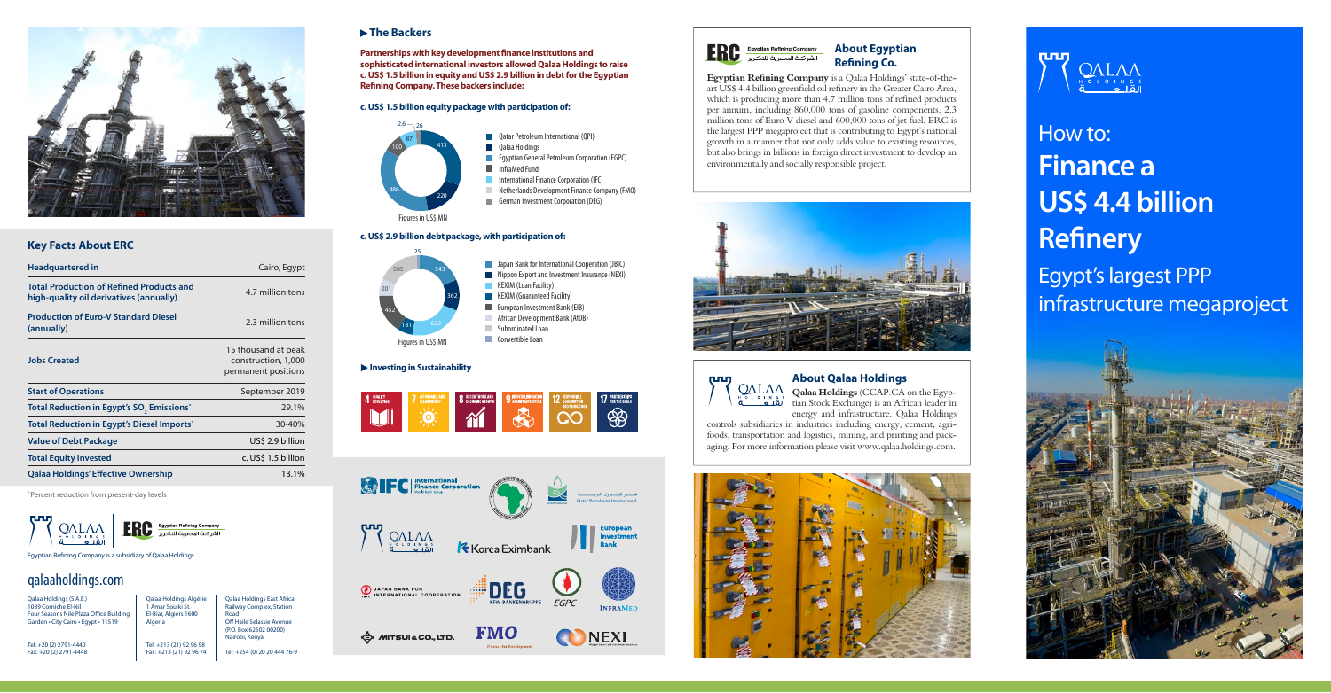# How to: Finance a US$ 4.4 billion Refinery

## Egypt's largest PPP infrastructure megaproject

## Key Facts About ERC

| | |
|---|---|
| Headquartered in | Cairo, Egypt |
| Total Production of Refined Products and high-quality oil derivatives (annually) | 4.7 million tons |
| Production of Euro-V Standard Diesel (annually) | 2.3 million tons |
| Jobs Created | 15 thousand at peak construction, 1,000 permanent positions |
| Start of Operations | September 2019 |
| Total Reduction in Egypt's $SO_2$ Emissions* | 29.1% |
| Total Reduction in Egypt's Diesel Imports* | 30-40% |
| Value of Debt Package | US$ 2.9 billion |
| Total Equity Invested | c. US$ 1.5 billion |
| Qalaa Holdings' Effective Ownership | 13.1% |

*Percent reduction from present-day levels

Egyptian Refining Company is a subsidiary of Qalaa Holdings

## qalaaholdings.com

Qalaa Holdings (S.A.E.)
1089 Corniche El-Nil
Four Seasons Nile Plaza Office Building
Garden • City Cairo • Egypt • 11519

Tel: +20 (2) 2791-4440
Fax: +20 (2) 2791-4448

Qalaa Holdings Algérie
1 Amar Souiki St.
El-Biar, Algiers 1600
Algeria

Tel: +213 (21) 92 96 98
Fax: +213 (21) 92 96 74

Qalaa Holdings East Africa
Railway Complex, Station Road
Off Haile Selassie Avenue
(P.O. Box 62502 00200)
Nairobi, Kenya

Tel: +254 (0) 20 20 444 76-9

## The Backers

**Partnerships with key development finance institutions and sophisticated international investors allowed Qalaa Holdings to raise c. US$ 1.5 billion in equity and US$ 2.9 billion in debt for the Egyptian Refining Company. These backers include:**

**c. US$ 1.5 billion equity package with participation of:**

2.6
26
413
220
486
100
87

- Qatar Petroleum International (QPI)
- Qalaa Holdings
- Egyptian General Petroleum Corporation (EGPC)
- InfraMed Fund
- International Finance Corporation (IFC)
- Netherlands Development Finance Company (FMO)
- German Investment Corporation (DEG)

Figures in US$ MN

**c. US$ 2.9 billion debt package, with participation of:**

25
543
362
623
181
452
201
505

- Japan Bank for International Cooperation (JBIC)
- Nippon Export and Investment Insurance (NEXI)
- KEXIM (Loan Facility)
- KEXIM (Guaranteed Facility)
- European Investment Bank (EIB)
- African Development Bank (AfDB)
- Subordinated Loan
- Convertible Loan

Figures in US$ MN

## Investing in Sustainability

4 QUALITY EDUCATION
7 AFFORDABLE AND CLEAN ENERGY
8 DECENT WORK AND ECONOMIC GROWTH
9 INDUSTRY, INNOVATION AND INFRASTRUCTURE
12 RESPONSIBLE CONSUMPTION AND PRODUCTION
17 PARTNERSHIPS FOR THE GOALS

## About Egyptian Refining Co.

**Egyptian Refining Company** is a Qalaa Holdings' state-of-the-art US$ 4.4 billion greenfield oil refinery in the Greater Cairo Area, which is producing more than 4.7 million tons of refined products per annum, including 860,000 tons of gasoline components, 2.3 million tons of Euro V diesel and 600,000 tons of jet fuel. ERC is the largest PPP megaproject that is contributing to Egypt's national growth in a manner that not only adds value to existing resources, but also brings in billions in foreign direct investment to develop an environmentally and socially responsible project.

## About Qalaa Holdings

**Qalaa Holdings** (CCAP.CA on the Egyptian Stock Exchange) is an African leader in energy and infrastructure. Qalaa Holdings controls subsidiaries in industries including energy, cement, agrifoods, transportation and logistics, mining, and printing and packaging. For more information please visit www.qalaa.holdings.com.